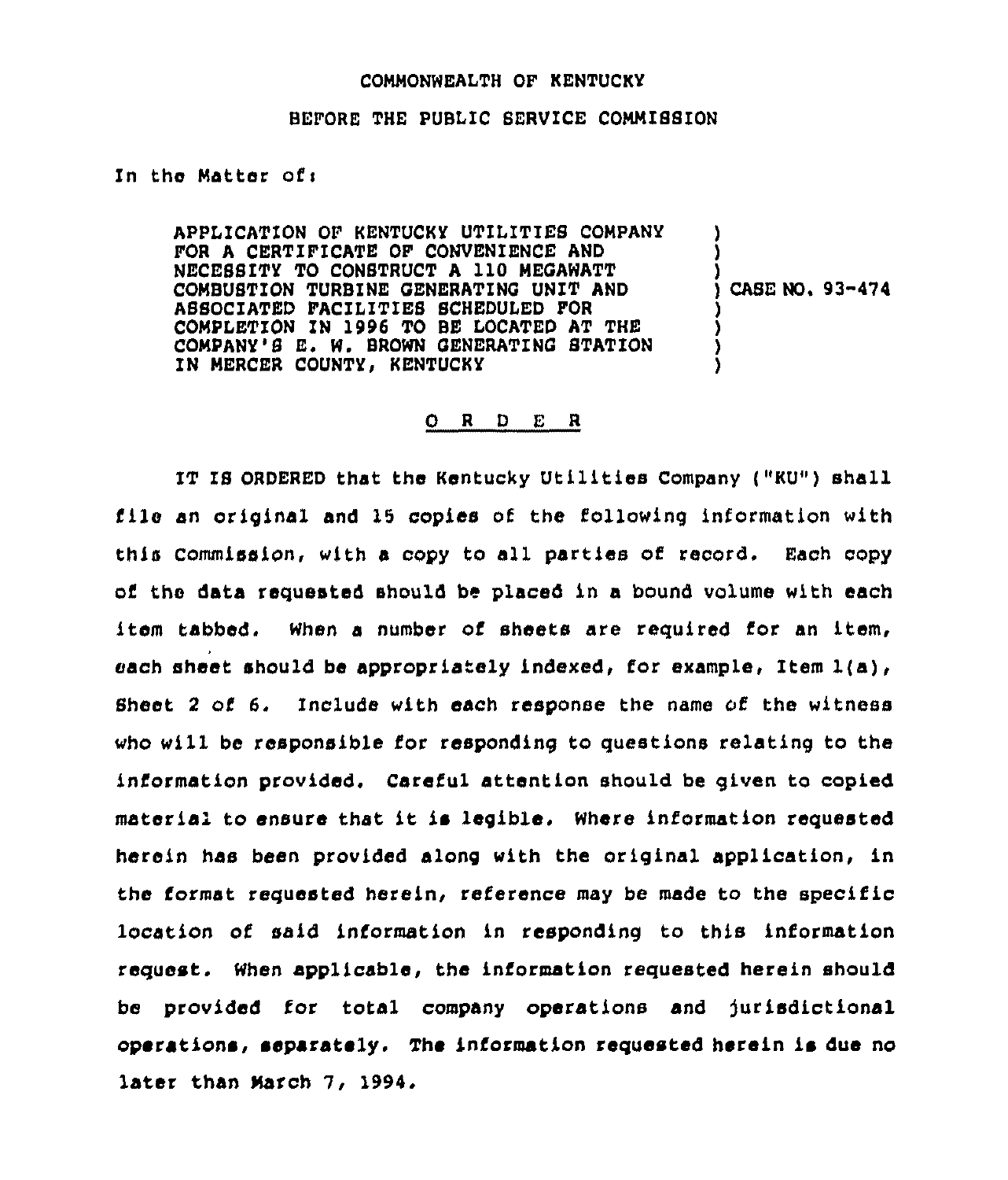COMMONWEALTH OF KENTUCKY

BEFORE THE PUBLIC SERVICE COMMISSION

In the Matter of:

| | |
|---|---|
| APPLICATION OF KENTUCKY UTILITIES COMPANY FOR A CERTIFICATE OF CONVENIENCE AND NECESSITY TO CONSTRUCT A 110 MEGAWATT COMBUSTION TURBINE GENERATING UNIT AND ASSOCIATED FACILITIES SCHEDULED FOR COMPLETION IN 1996 TO BE LOCATED AT THE COMPANY'S E. W. BROWN GENERATING STATION IN MERCER COUNTY, KENTUCKY | ) CASE NO. 93-474 |

## O R D E R

IT IS ORDERED that the Kentucky Utilities Company ("KU") shall file an original and 15 copies of the following information with this Commission, with a copy to all parties of record. Each copy of the data requested should be placed in a bound volume with each item tabbed. When a number of sheets are required for an item, each sheet should be appropriately indexed, for example, Item 1(a), Sheet 2 of 6. Include with each response the name of the witness who will be responsible for responding to questions relating to the information provided. Careful attention should be given to copied material to ensure that it is legible. Where information requested herein has been provided along with the original application, in the format requested herein, reference may be made to the specific location of said information in responding to this information request. When applicable, the information requested herein should be provided for total company operations and jurisdictional operations, separately. The information requested herein is due no later than March 7, 1994.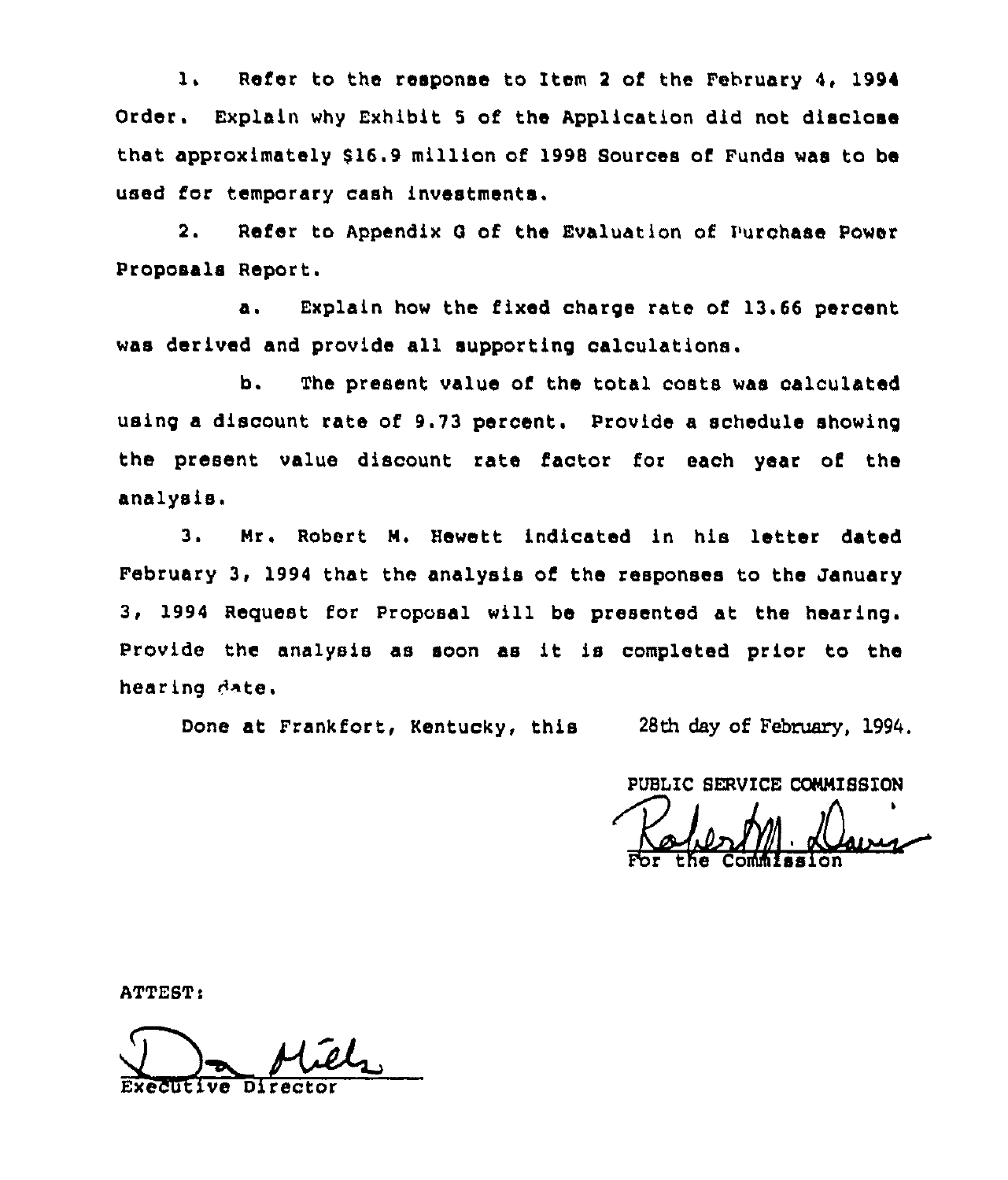1. Refer to the response to Item 2 of the February 4, 1994 Order. Explain why Exhibit 5 of the Application did not disclose that approximately $16.9 million of 1998 Sources of Funds was to be used for temporary cash investments.

2. Refer to Appendix G of the Evaluation of Purchase Power Proposals Report.

   a. Explain how the fixed charge rate of 13.66 percent was derived and provide all supporting calculations.

   b. The present value of the total costs was calculated using a discount rate of 9.73 percent. Provide a schedule showing the present value discount rate factor for each year of the analysis.

3. Mr. Robert M. Hewett indicated in his letter dated February 3, 1994 that the analysis of the responses to the January 3, 1994 Request for Proposal will be presented at the hearing. Provide the analysis as soon as it is completed prior to the hearing date.

Done at Frankfort, Kentucky, this 28th day of February, 1994.

PUBLIC SERVICE COMMISSION

For the Commission

ATTEST:

Executive Director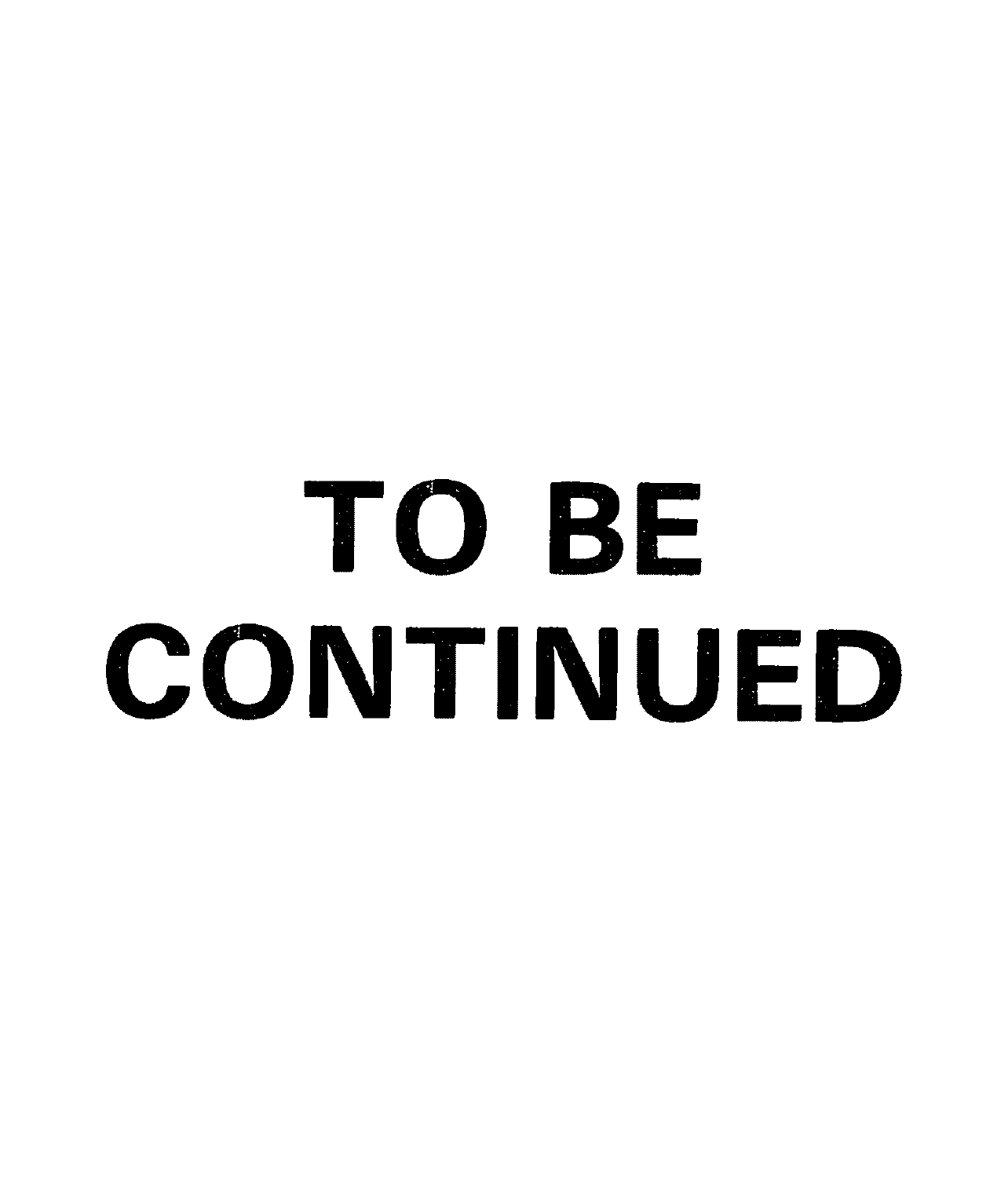# TO BE CONTINUED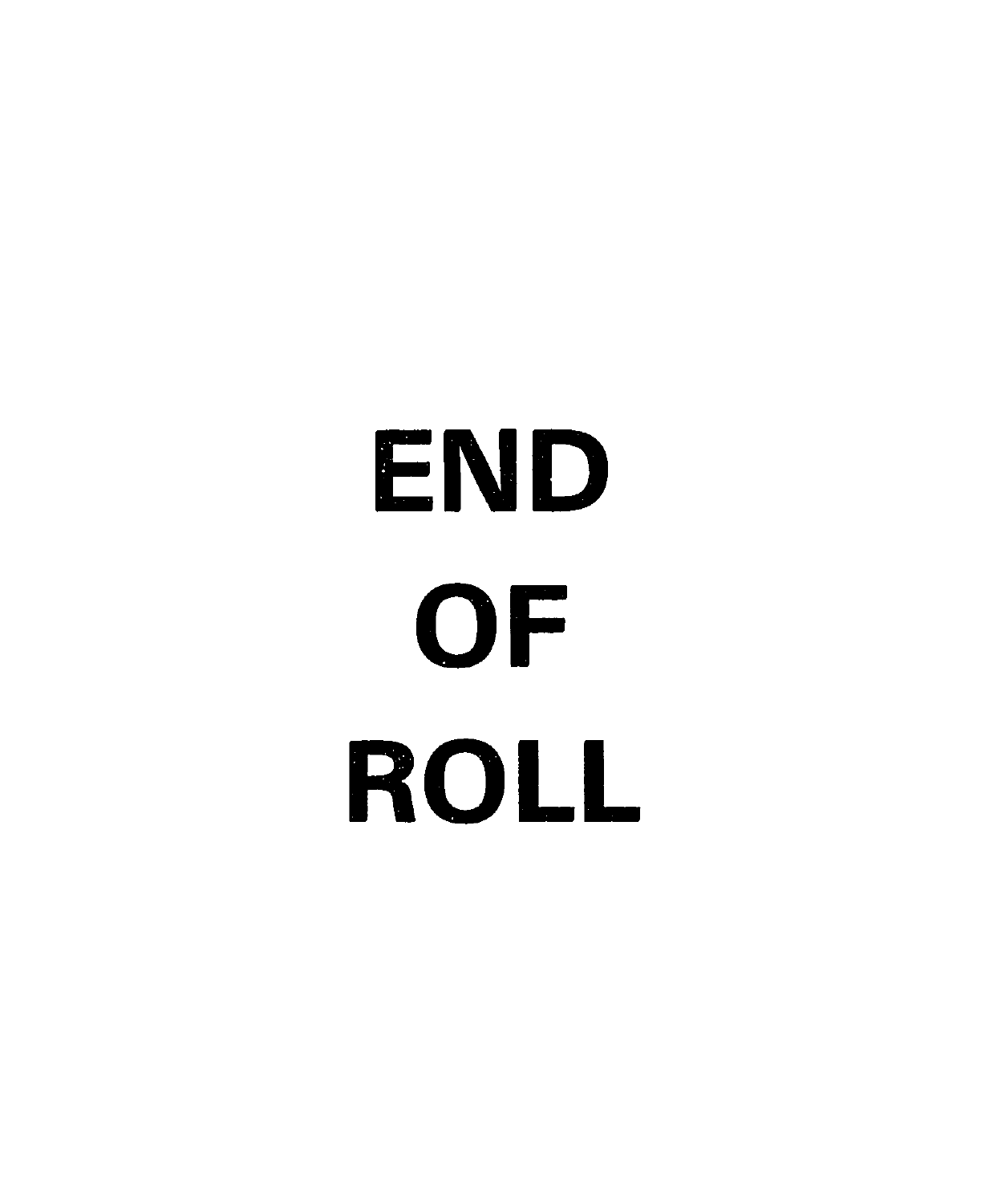END

OF

ROLL